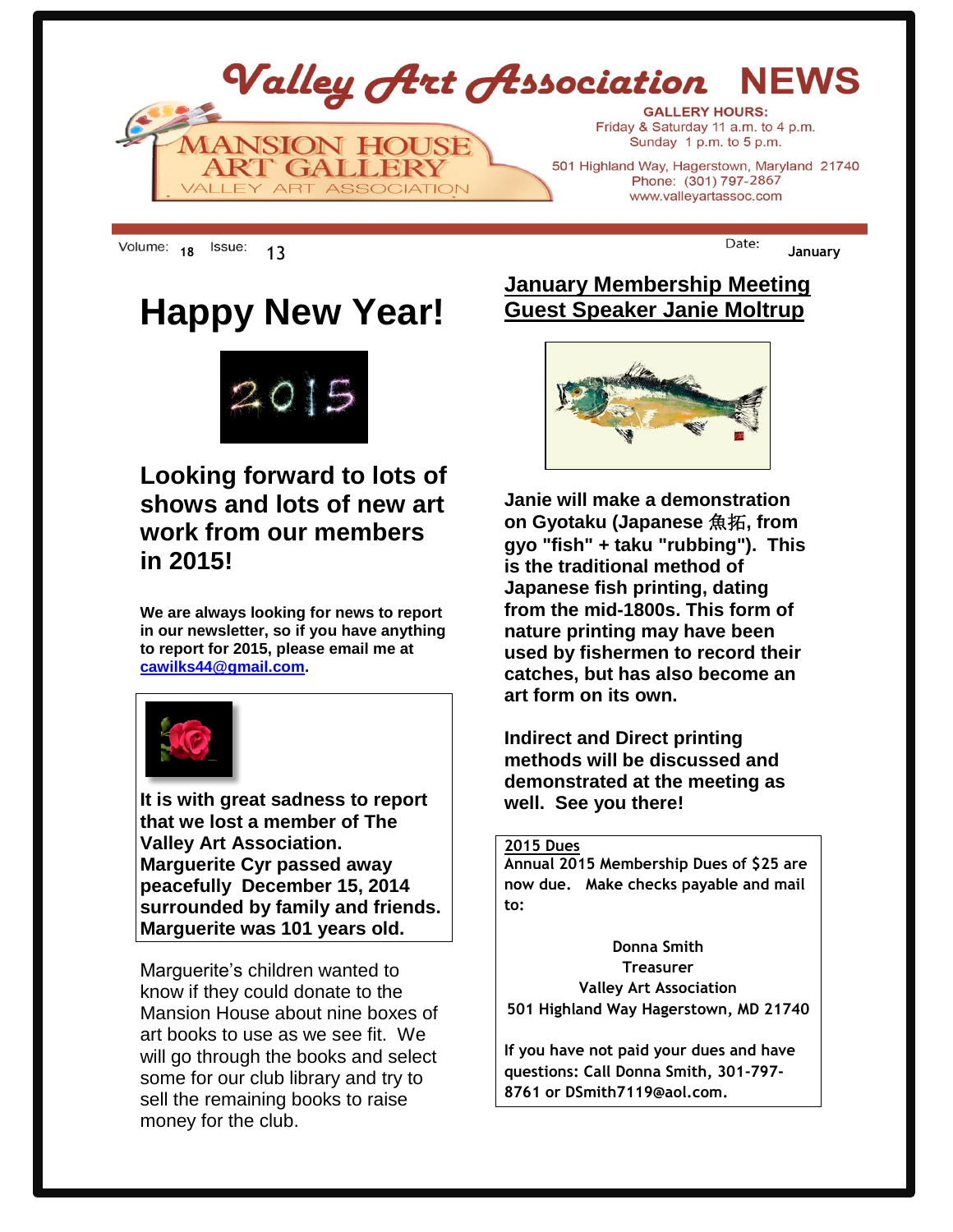# Valley Art Association NEWS

MANSION HOUSE ART GALLERY
VALLEY ART ASSOCIATION

**GALLERY HOURS:**
Friday & Saturday 11 a.m. to 4 p.m.
Sunday 1 p.m. to 5 p.m.

501 Highland Way, Hagerstown, Maryland 21740
Phone: (301) 797-2867
www.valleyartassoc.com

Volume: 18 Issue: 13 Date: **January**

# Happy New Year!

## Looking forward to lots of shows and lots of new art work from our members in 2015!

**We are always looking for news to report in our newsletter, so if you have anything to report for 2015, please email me at cawilks44@gmail.com.**

**It is with great sadness to report that we lost a member of The Valley Art Association. Marguerite Cyr passed away peacefully December 15, 2014 surrounded by family and friends. Marguerite was 101 years old.**

Marguerite's children wanted to know if they could donate to the Mansion House about nine boxes of art books to use as we see fit. We will go through the books and select some for our club library and try to sell the remaining books to raise money for the club.

## January Membership Meeting
## Guest Speaker Janie Moltrup

**Janie will make a demonstration on Gyotaku (Japanese 魚拓, from gyo "fish" + taku "rubbing"). This is the traditional method of Japanese fish printing, dating from the mid-1800s. This form of nature printing may have been used by fishermen to record their catches, but has also become an art form on its own.**

**Indirect and Direct printing methods will be discussed and demonstrated at the meeting as well. See you there!**

**2015 Dues**

**Annual 2015 Membership Dues of $25 are now due. Make checks payable and mail to:**

**Donna Smith**
**Treasurer**
**Valley Art Association**
**501 Highland Way Hagerstown, MD 21740**

**If you have not paid your dues and have questions: Call Donna Smith, 301-797-8761 or DSmith7119@aol.com.**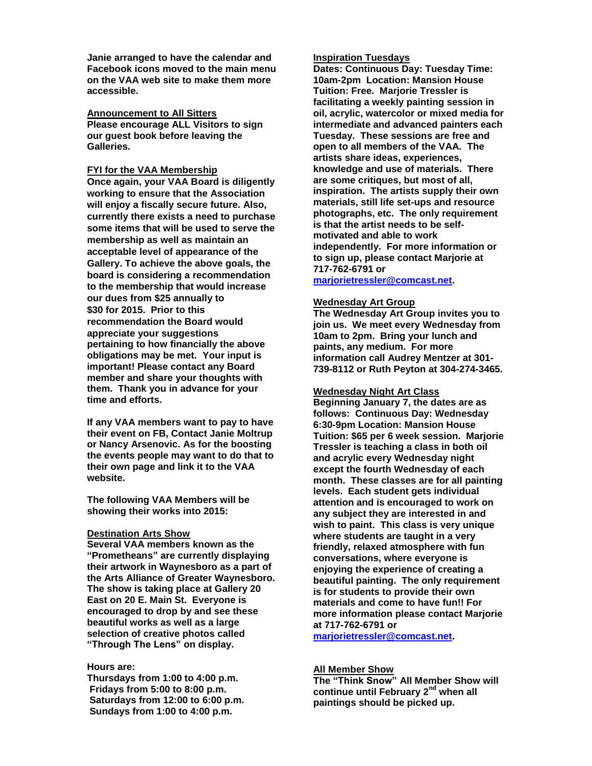**Janie arranged to have the calendar and Facebook icons moved to the main menu on the VAA web site to make them more accessible.**

**Announcement to All Sitters**

**Please encourage ALL Visitors to sign our guest book before leaving the Galleries.**

**FYI for the VAA Membership**

**Once again, your VAA Board is diligently working to ensure that the Association will enjoy a fiscally secure future. Also, currently there exists a need to purchase some items that will be used to serve the membership as well as maintain an acceptable level of appearance of the Gallery. To achieve the above goals, the board is considering a recommendation to the membership that would increase our dues from $25 annually to $30 for 2015. Prior to this recommendation the Board would appreciate your suggestions pertaining to how financially the above obligations may be met. Your input is important! Please contact any Board member and share your thoughts with them. Thank you in advance for your time and efforts.**

**If any VAA members want to pay to have their event on FB, Contact Janie Moltrup or Nancy Arsenovic. As for the boosting the events people may want to do that to their own page and link it to the VAA website.**

**The following VAA Members will be showing their works into 2015:**

**Destination Arts Show**

**Several VAA members known as the "Prometheans" are currently displaying their artwork in Waynesboro as a part of the Arts Alliance of Greater Waynesboro. The show is taking place at Gallery 20 East on 20 E. Main St. Everyone is encouraged to drop by and see these beautiful works as well as a large selection of creative photos called "Through The Lens" on display.**

**Hours are:**
**Thursdays from 1:00 to 4:00 p.m.**
**Fridays from 5:00 to 8:00 p.m.**
**Saturdays from 12:00 to 6:00 p.m.**
**Sundays from 1:00 to 4:00 p.m.**

**Inspiration Tuesdays**

**Dates: Continuous Day: Tuesday Time: 10am-2pm Location: Mansion House Tuition: Free. Marjorie Tressler is facilitating a weekly painting session in oil, acrylic, watercolor or mixed media for intermediate and advanced painters each Tuesday. These sessions are free and open to all members of the VAA. The artists share ideas, experiences, knowledge and use of materials. There are some critiques, but most of all, inspiration. The artists supply their own materials, still life set-ups and resource photographs, etc. The only requirement is that the artist needs to be self-motivated and able to work independently. For more information or to sign up, please contact Marjorie at 717-762-6791 or [marjorietressler@comcast.net](mailto:marjorietressler@comcast.net).**

**Wednesday Art Group**

**The Wednesday Art Group invites you to join us. We meet every Wednesday from 10am to 2pm. Bring your lunch and paints, any medium. For more information call Audrey Mentzer at 301-739-8112 or Ruth Peyton at 304-274-3465.**

**Wednesday Night Art Class**

**Beginning January 7, the dates are as follows: Continuous Day: Wednesday 6:30-9pm Location: Mansion House Tuition: $65 per 6 week session. Marjorie Tressler is teaching a class in both oil and acrylic every Wednesday night except the fourth Wednesday of each month. These classes are for all painting levels. Each student gets individual attention and is encouraged to work on any subject they are interested in and wish to paint. This class is very unique where students are taught in a very friendly, relaxed atmosphere with fun conversations, where everyone is enjoying the experience of creating a beautiful painting. The only requirement is for students to provide their own materials and come to have fun!! For more information please contact Marjorie at 717-762-6791 or [marjorietressler@comcast.net](mailto:marjorietressler@comcast.net).**

**All Member Show**

**The "Think Snow" All Member Show will continue until February 2nd when all paintings should be picked up.**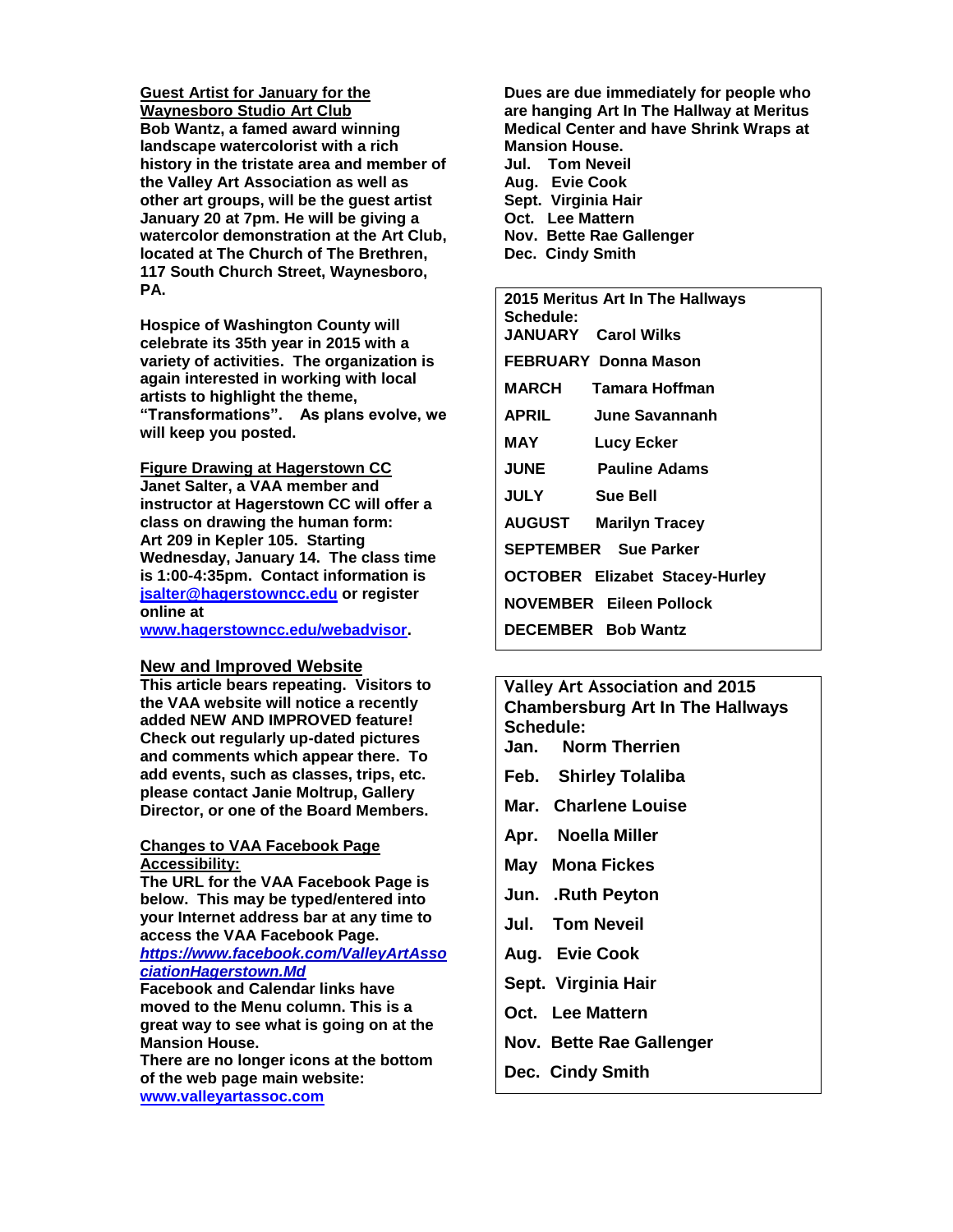## Guest Artist for January for the Waynesboro Studio Art Club

**Bob Wantz, a famed award winning landscape watercolorist with a rich history in the tristate area and member of the Valley Art Association as well as other art groups, will be the guest artist January 20 at 7pm. He will be giving a watercolor demonstration at the Art Club, located at The Church of The Brethren, 117 South Church Street, Waynesboro, PA.**

**Hospice of Washington County will celebrate its 35th year in 2015 with a variety of activities. The organization is again interested in working with local artists to highlight the theme, "Transformations". As plans evolve, we will keep you posted.**

## Figure Drawing at Hagerstown CC

**Janet Salter, a VAA member and instructor at Hagerstown CC will offer a class on drawing the human form: Art 209 in Kepler 105. Starting Wednesday, January 14. The class time is 1:00-4:35pm. Contact information is jsalter@hagerstowncc.edu or register online at www.hagerstowncc.edu/webadvisor.**

## New and Improved Website

**This article bears repeating. Visitors to the VAA website will notice a recently added NEW AND IMPROVED feature! Check out regularly up-dated pictures and comments which appear there. To add events, such as classes, trips, etc. please contact Janie Moltrup, Gallery Director, or one of the Board Members.**

## Changes to VAA Facebook Page Accessibility:

**The URL for the VAA Facebook Page is below. This may be typed/entered into your Internet address bar at any time to access the VAA Facebook Page.**

***https://www.facebook.com/ValleyArtAssociationHagerstown.Md***

**Facebook and Calendar links have moved to the Menu column. This is a great way to see what is going on at the Mansion House.**

**There are no longer icons at the bottom of the web page main website: www.valleyartassoc.com**

**Dues are due immediately for people who are hanging Art In The Hallway at Meritus Medical Center and have Shrink Wraps at Mansion House.**

**Jul. Tom Neveil**
**Aug. Evie Cook**
**Sept. Virginia Hair**
**Oct. Lee Mattern**
**Nov. Bette Rae Gallenger**
**Dec. Cindy Smith**

**2015 Meritus Art In The Hallways Schedule:**

| Month | Artist |
|---|---|
| JANUARY | Carol Wilks |
| FEBRUARY | Donna Mason |
| MARCH | Tamara Hoffman |
| APRIL | June Savannanh |
| MAY | Lucy Ecker |
| JUNE | Pauline Adams |
| JULY | Sue Bell |
| AUGUST | Marilyn Tracey |
| SEPTEMBER | Sue Parker |
| OCTOBER | Elizabet Stacey-Hurley |
| NOVEMBER | Eileen Pollock |
| DECEMBER | Bob Wantz |

**Valley Art Association and 2015 Chambersburg Art In The Hallways Schedule:**

| Month | Artist |
|---|---|
| Jan. | Norm Therrien |
| Feb. | Shirley Tolaliba |
| Mar. | Charlene Louise |
| Apr. | Noella Miller |
| May | Mona Fickes |
| Jun. | .Ruth Peyton |
| Jul. | Tom Neveil |
| Aug. | Evie Cook |
| Sept. | Virginia Hair |
| Oct. | Lee Mattern |
| Nov. | Bette Rae Gallenger |
| Dec. | Cindy Smith |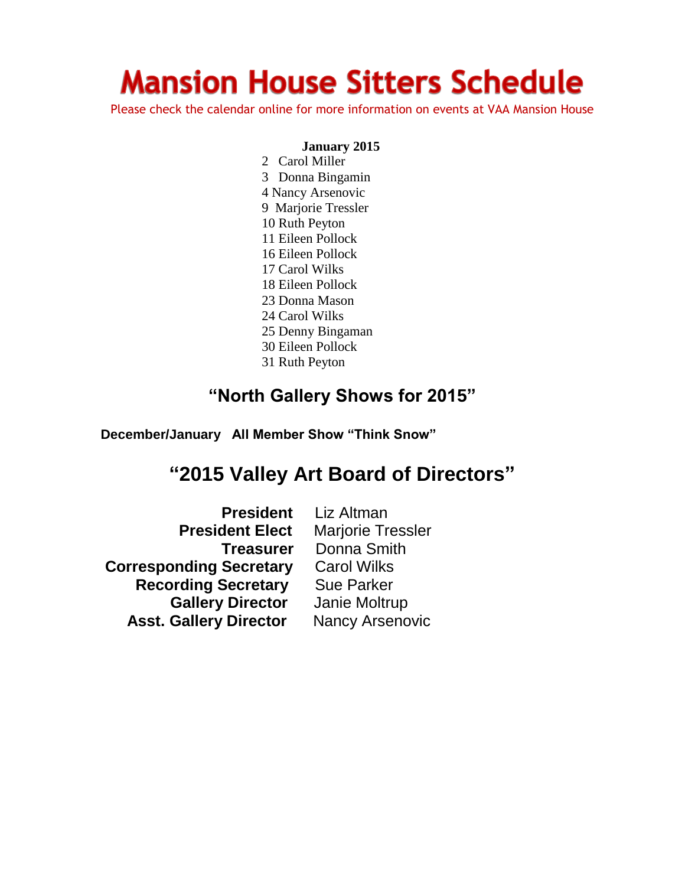# Mansion House Sitters Schedule

Please check the calendar online for more information on events at VAA Mansion House

**January 2015**

2 Carol Miller
3 Donna Bingamin
4 Nancy Arsenovic
9 Marjorie Tressler
10 Ruth Peyton
11 Eileen Pollock
16 Eileen Pollock
17 Carol Wilks
18 Eileen Pollock
23 Donna Mason
24 Carol Wilks
25 Denny Bingaman
30 Eileen Pollock
31 Ruth Peyton

## "North Gallery Shows for 2015"

**December/January All Member Show "Think Snow"**

## "2015 Valley Art Board of Directors"

| | |
|---|---|
| **President** | Liz Altman |
| **President Elect** | Marjorie Tressler |
| **Treasurer** | Donna Smith |
| **Corresponding Secretary** | Carol Wilks |
| **Recording Secretary** | Sue Parker |
| **Gallery Director** | Janie Moltrup |
| **Asst. Gallery Director** | Nancy Arsenovic |